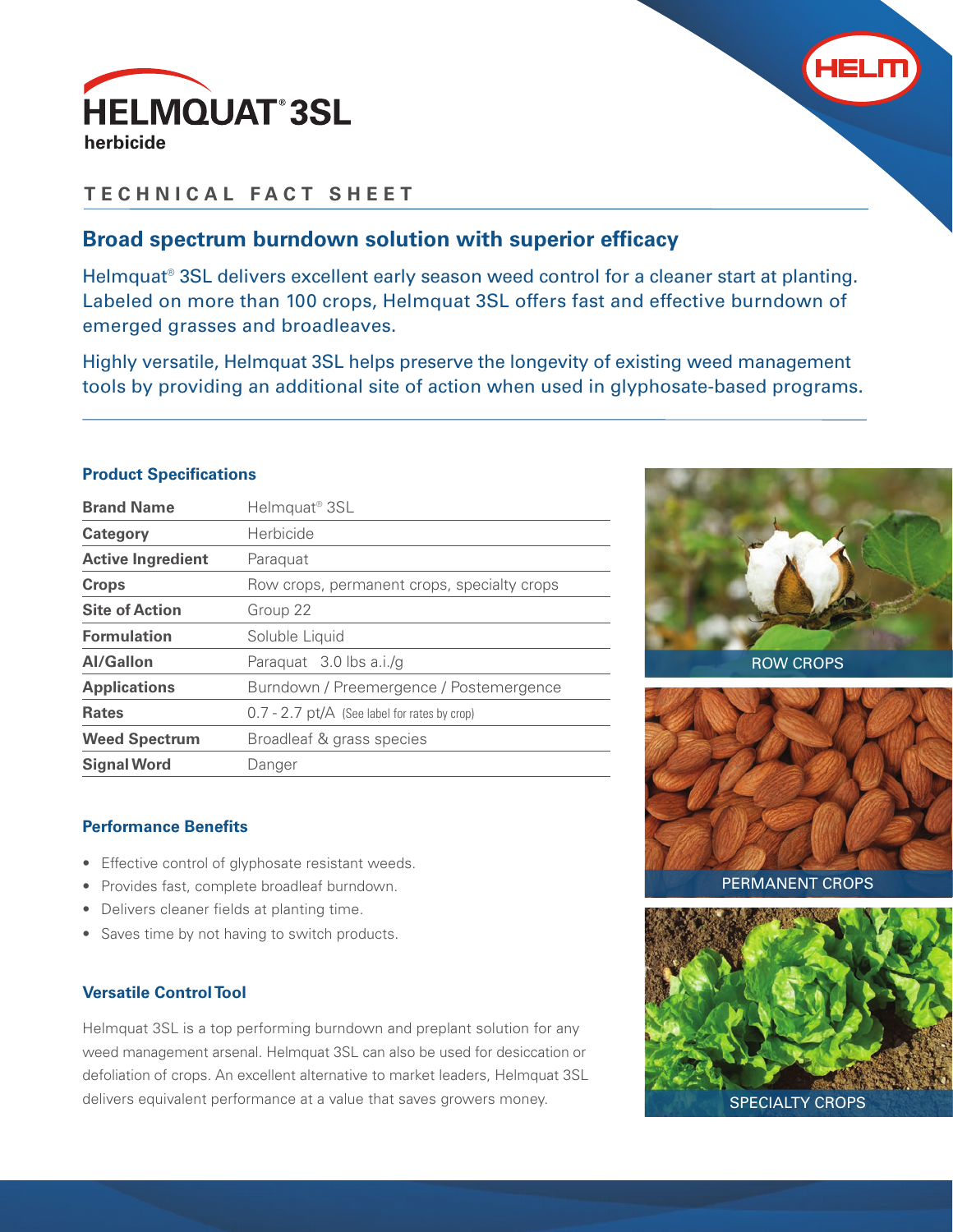# HELMQUAT® 3SL

herbicide

## TECHNICAL FACT SHEET

### Broad spectrum burndown solution with superior efficacy

Helmquat® 3SL delivers excellent early season weed control for a cleaner start at planting. Labeled on more than 100 crops, Helmquat 3SL offers fast and effective burndown of emerged grasses and broadleaves.

Highly versatile, Helmquat 3SL helps preserve the longevity of existing weed management tools by providing an additional site of action when used in glyphosate-based programs.

### Product Specifications

| | |
|---|---|
| **Brand Name** | Helmquat® 3SL |
| **Category** | Herbicide |
| **Active Ingredient** | Paraquat |
| **Crops** | Row crops, permanent crops, specialty crops |
| **Site of Action** | Group 22 |
| **Formulation** | Soluble Liquid |
| **AI/Gallon** | Paraquat 3.0 lbs a.i./g |
| **Applications** | Burndown / Preemergence / Postemergence |
| **Rates** | 0.7 - 2.7 pt/A (See label for rates by crop) |
| **Weed Spectrum** | Broadleaf & grass species |
| **Signal Word** | Danger |

### Performance Benefits

- Effective control of glyphosate resistant weeds.
- Provides fast, complete broadleaf burndown.
- Delivers cleaner fields at planting time.
- Saves time by not having to switch products.

### Versatile Control Tool

Helmquat 3SL is a top performing burndown and preplant solution for any weed management arsenal. Helmquat 3SL can also be used for desiccation or defoliation of crops. An excellent alternative to market leaders, Helmquat 3SL delivers equivalent performance at a value that saves growers money.

ROW CROPS

PERMANENT CROPS

SPECIALTY CROPS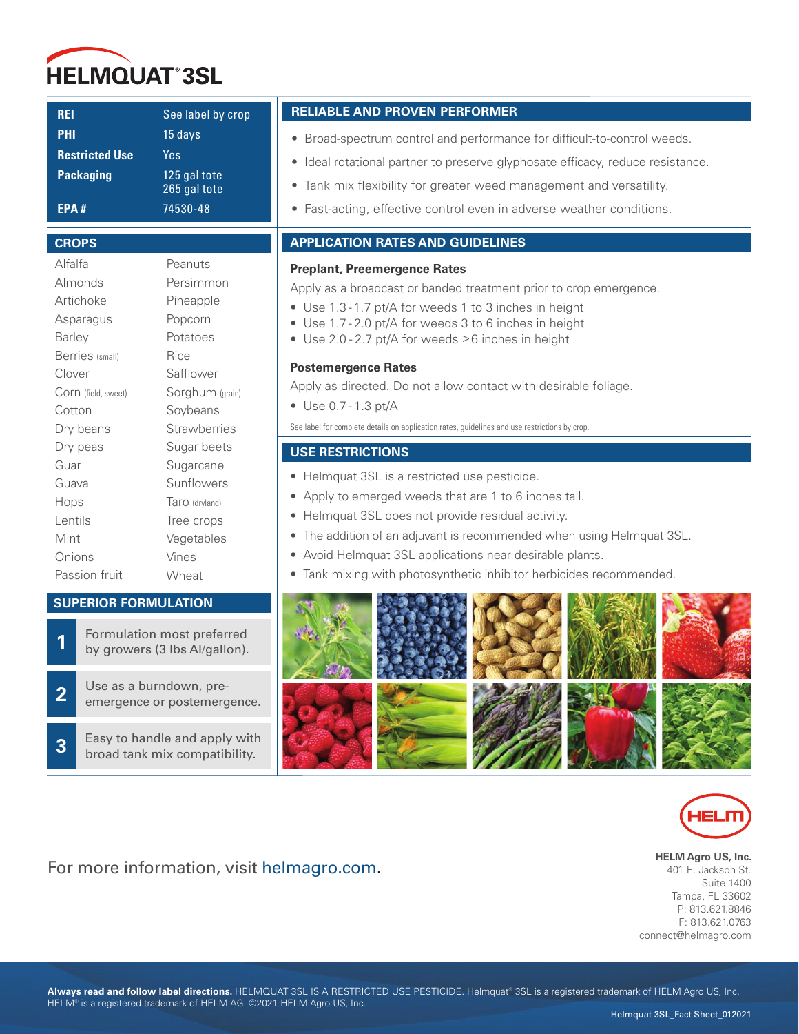# HELMQUAT® 3SL

| | |
|---|---|
| **REI** | See label by crop |
| **PHI** | 15 days |
| **Restricted Use** | Yes |
| **Packaging** | 125 gal tote<br>265 gal tote |
| **EPA #** | 74530-48 |

## CROPS

| | |
|---|---|
| Alfalfa | Peanuts |
| Almonds | Persimmon |
| Artichoke | Pineapple |
| Asparagus | Popcorn |
| Barley | Potatoes |
| Berries (small) | Rice |
| Clover | Safflower |
| Corn (field, sweet) | Sorghum (grain) |
| Cotton | Soybeans |
| Dry beans | Strawberries |
| Dry peas | Sugar beets |
| Guar | Sugarcane |
| Guava | Sunflowers |
| Hops | Taro (dryland) |
| Lentils | Tree crops |
| Mint | Vegetables |
| Onions | Vines |
| Passion fruit | Wheat |

## SUPERIOR FORMULATION

1. Formulation most preferred by growers (3 lbs AI/gallon).
2. Use as a burndown, pre-emergence or postemergence.
3. Easy to handle and apply with broad tank mix compatibility.

## RELIABLE AND PROVEN PERFORMER

- Broad-spectrum control and performance for difficult-to-control weeds.
- Ideal rotational partner to preserve glyphosate efficacy, reduce resistance.
- Tank mix flexibility for greater weed management and versatility.
- Fast-acting, effective control even in adverse weather conditions.

## APPLICATION RATES AND GUIDELINES

### Preplant, Preemergence Rates

Apply as a broadcast or banded treatment prior to crop emergence.

- Use 1.3 - 1.7 pt/A for weeds 1 to 3 inches in height
- Use 1.7 - 2.0 pt/A for weeds 3 to 6 inches in height
- Use 2.0 - 2.7 pt/A for weeds >6 inches in height

### Postemergence Rates

Apply as directed. Do not allow contact with desirable foliage.

- Use 0.7 - 1.3 pt/A

See label for complete details on application rates, guidelines and use restrictions by crop.

## USE RESTRICTIONS

- Helmquat 3SL is a restricted use pesticide.
- Apply to emerged weeds that are 1 to 6 inches tall.
- Helmquat 3SL does not provide residual activity.
- The addition of an adjuvant is recommended when using Helmquat 3SL.
- Avoid Helmquat 3SL applications near desirable plants.
- Tank mixing with photosynthetic inhibitor herbicides recommended.

For more information, visit helmagro.com.

HELM

**HELM Agro US, Inc.**
401 E. Jackson St.
Suite 1400
Tampa, FL 33602
P: 813.621.8846
F: 813.621.0763
connect@helmagro.com

**Always read and follow label directions.** HELMQUAT 3SL IS A RESTRICTED USE PESTICIDE. Helmquat® 3SL is a registered trademark of HELM Agro US, Inc. HELM® is a registered trademark of HELM AG. ©2021 HELM Agro US, Inc.

Helmquat 3SL_Fact Sheet_012021